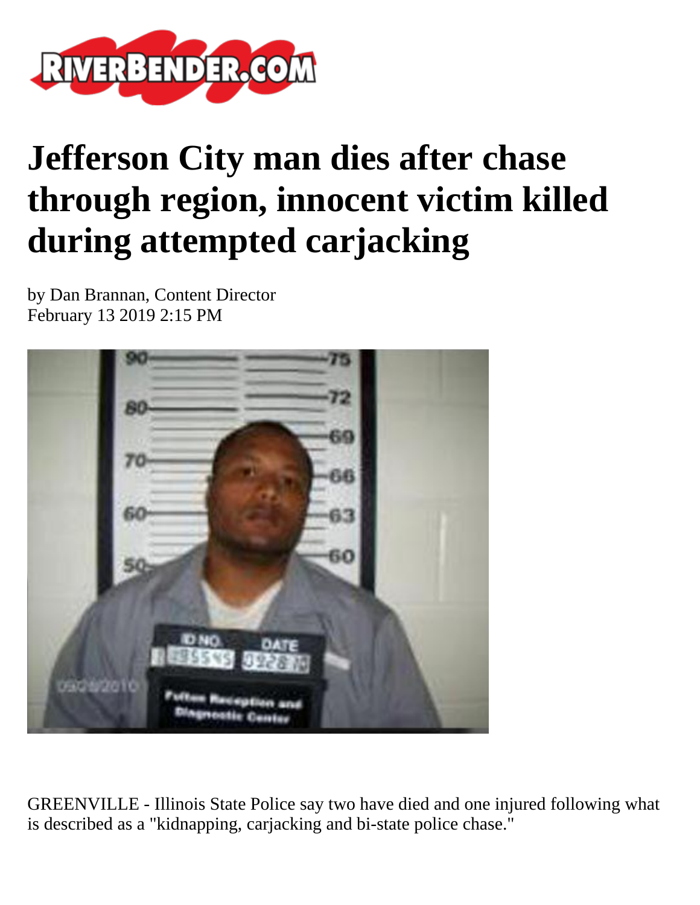# Jefferson City man dies after chase through region, innocent victim killed during attempted carjacking

by Dan Brannan, Content Director
February 13 2019 2:15 PM

GREENVILLE - Illinois State Police say two have died and one injured following what is described as a "kidnapping, carjacking and bi-state police chase."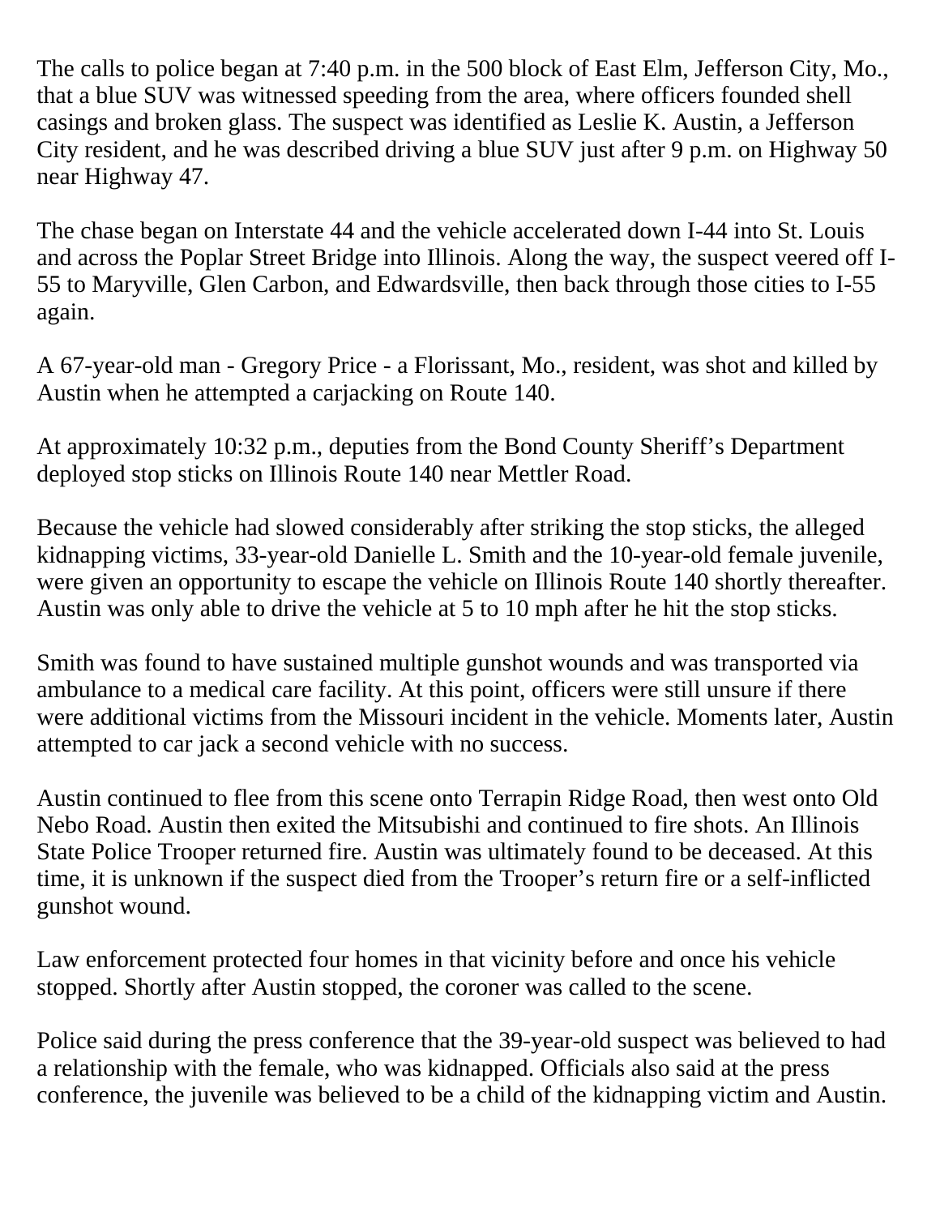The calls to police began at 7:40 p.m. in the 500 block of East Elm, Jefferson City, Mo., that a blue SUV was witnessed speeding from the area, where officers founded shell casings and broken glass. The suspect was identified as Leslie K. Austin, a Jefferson City resident, and he was described driving a blue SUV just after 9 p.m. on Highway 50 near Highway 47.

The chase began on Interstate 44 and the vehicle accelerated down I-44 into St. Louis and across the Poplar Street Bridge into Illinois. Along the way, the suspect veered off I-55 to Maryville, Glen Carbon, and Edwardsville, then back through those cities to I-55 again.

A 67-year-old man - Gregory Price - a Florissant, Mo., resident, was shot and killed by Austin when he attempted a carjacking on Route 140.

At approximately 10:32 p.m., deputies from the Bond County Sheriff's Department deployed stop sticks on Illinois Route 140 near Mettler Road.

Because the vehicle had slowed considerably after striking the stop sticks, the alleged kidnapping victims, 33-year-old Danielle L. Smith and the 10-year-old female juvenile, were given an opportunity to escape the vehicle on Illinois Route 140 shortly thereafter. Austin was only able to drive the vehicle at 5 to 10 mph after he hit the stop sticks.

Smith was found to have sustained multiple gunshot wounds and was transported via ambulance to a medical care facility. At this point, officers were still unsure if there were additional victims from the Missouri incident in the vehicle. Moments later, Austin attempted to car jack a second vehicle with no success.

Austin continued to flee from this scene onto Terrapin Ridge Road, then west onto Old Nebo Road. Austin then exited the Mitsubishi and continued to fire shots. An Illinois State Police Trooper returned fire. Austin was ultimately found to be deceased. At this time, it is unknown if the suspect died from the Trooper's return fire or a self-inflicted gunshot wound.

Law enforcement protected four homes in that vicinity before and once his vehicle stopped. Shortly after Austin stopped, the coroner was called to the scene.

Police said during the press conference that the 39-year-old suspect was believed to had a relationship with the female, who was kidnapped. Officials also said at the press conference, the juvenile was believed to be a child of the kidnapping victim and Austin.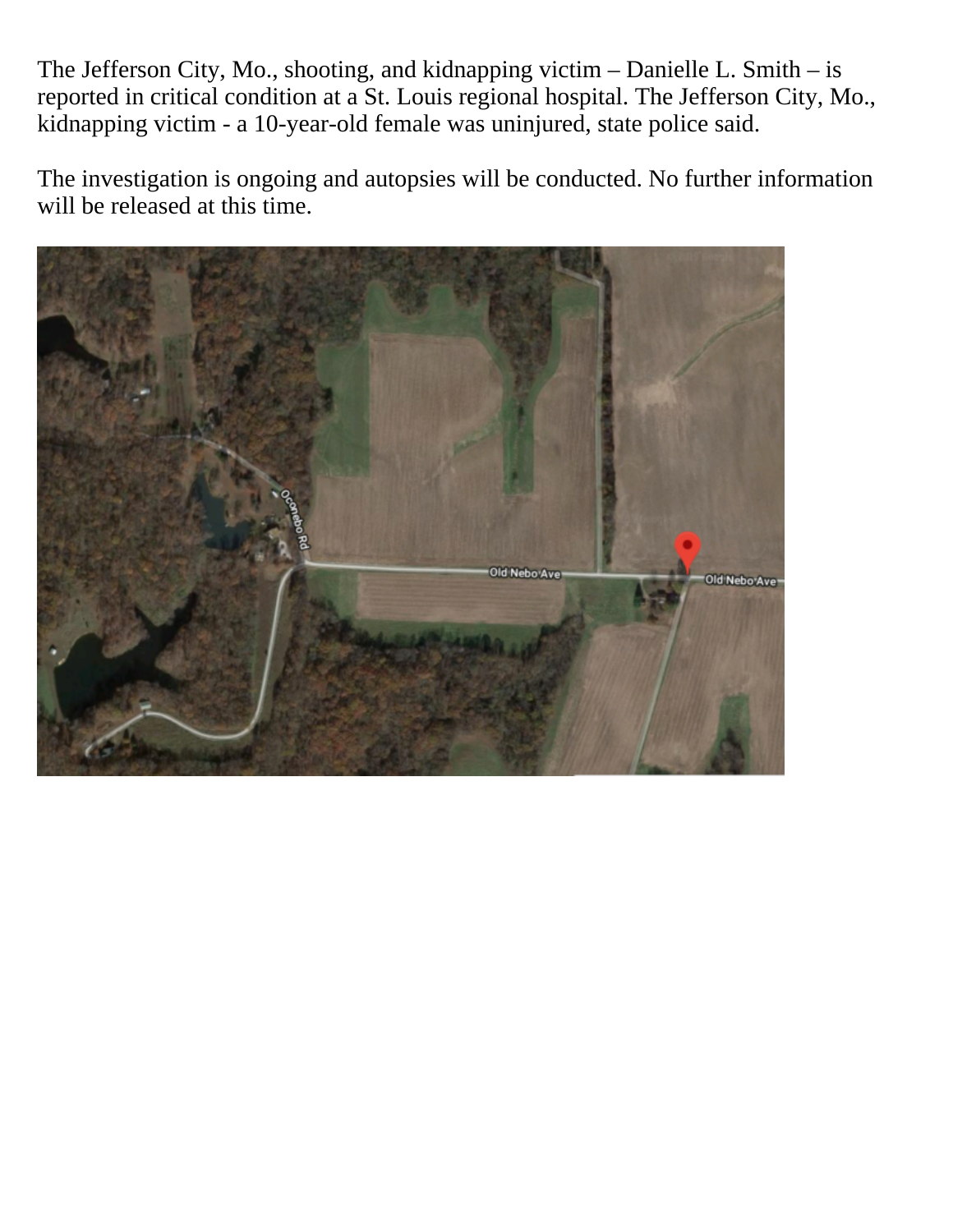The Jefferson City, Mo., shooting, and kidnapping victim – Danielle L. Smith – is reported in critical condition at a St. Louis regional hospital. The Jefferson City, Mo., kidnapping victim - a 10-year-old female was uninjured, state police said.

The investigation is ongoing and autopsies will be conducted. No further information will be released at this time.